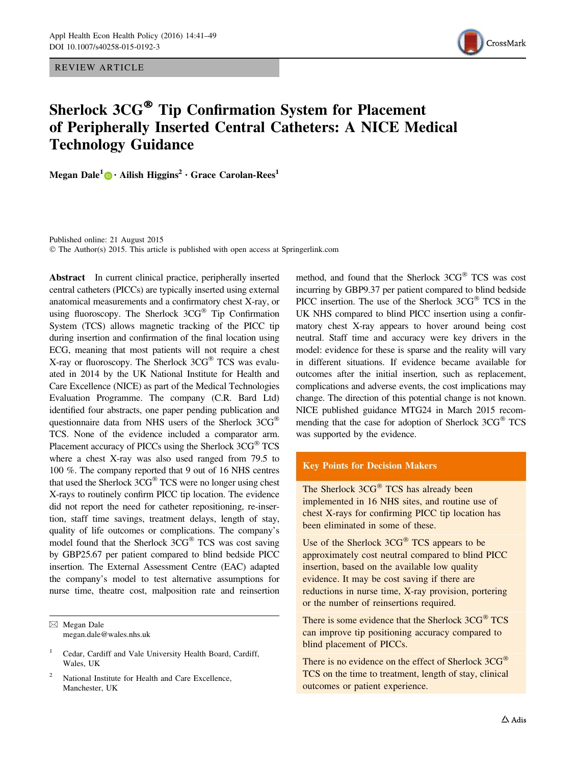REVIEW ARTICLE

# Sherlock 3CG® Tip Confirmation System for Placement of Peripherally Inserted Central Catheters: A NICE Medical Technology Guidance

**Megan Dale[1] · Ailish Higgins[2] · Grace Carolan-Rees[1]**

Published online: 21 August 2015
© The Author(s) 2015. This article is published with open access at Springerlink.com

**Abstract** In current clinical practice, peripherally inserted central catheters (PICCs) are typically inserted using external anatomical measurements and a confirmatory chest X-ray, or using fluoroscopy. The Sherlock 3CG® Tip Confirmation System (TCS) allows magnetic tracking of the PICC tip during insertion and confirmation of the final location using ECG, meaning that most patients will not require a chest X-ray or fluoroscopy. The Sherlock 3CG® TCS was evaluated in 2014 by the UK National Institute for Health and Care Excellence (NICE) as part of the Medical Technologies Evaluation Programme. The company (C.R. Bard Ltd) identified four abstracts, one paper pending publication and questionnaire data from NHS users of the Sherlock 3CG® TCS. None of the evidence included a comparator arm. Placement accuracy of PICCs using the Sherlock 3CG® TCS where a chest X-ray was also used ranged from 79.5 to 100 %. The company reported that 9 out of 16 NHS centres that used the Sherlock 3CG® TCS were no longer using chest X-rays to routinely confirm PICC tip location. The evidence did not report the need for catheter repositioning, re-insertion, staff time savings, treatment delays, length of stay, quality of life outcomes or complications. The company's model found that the Sherlock 3CG® TCS was cost saving by GBP25.67 per patient compared to blind bedside PICC insertion. The External Assessment Centre (EAC) adapted the company's model to test alternative assumptions for nurse time, theatre cost, malposition rate and reinsertion method, and found that the Sherlock 3CG® TCS was cost incurring by GBP9.37 per patient compared to blind bedside PICC insertion. The use of the Sherlock 3CG® TCS in the UK NHS compared to blind PICC insertion using a confirmatory chest X-ray appears to hover around being cost neutral. Staff time and accuracy were key drivers in the model: evidence for these is sparse and the reality will vary in different situations. If evidence became available for outcomes after the initial insertion, such as replacement, complications and adverse events, the cost implications may change. The direction of this potential change is not known. NICE published guidance MTG24 in March 2015 recommending that the case for adoption of Sherlock 3CG® TCS was supported by the evidence.

**Key Points for Decision Makers**

The Sherlock 3CG® TCS has already been implemented in 16 NHS sites, and routine use of chest X-rays for confirming PICC tip location has been eliminated in some of these.

Use of the Sherlock 3CG® TCS appears to be approximately cost neutral compared to blind PICC insertion, based on the available low quality evidence. It may be cost saving if there are reductions in nurse time, X-ray provision, portering or the number of reinsertions required.

There is some evidence that the Sherlock 3CG® TCS can improve tip positioning accuracy compared to blind placement of PICCs.

There is no evidence on the effect of Sherlock 3CG® TCS on the time to treatment, length of stay, clinical outcomes or patient experience.

✉ Megan Dale
megan.dale@wales.nhs.uk

[1] Cedar, Cardiff and Vale University Health Board, Cardiff, Wales, UK

[2] National Institute for Health and Care Excellence, Manchester, UK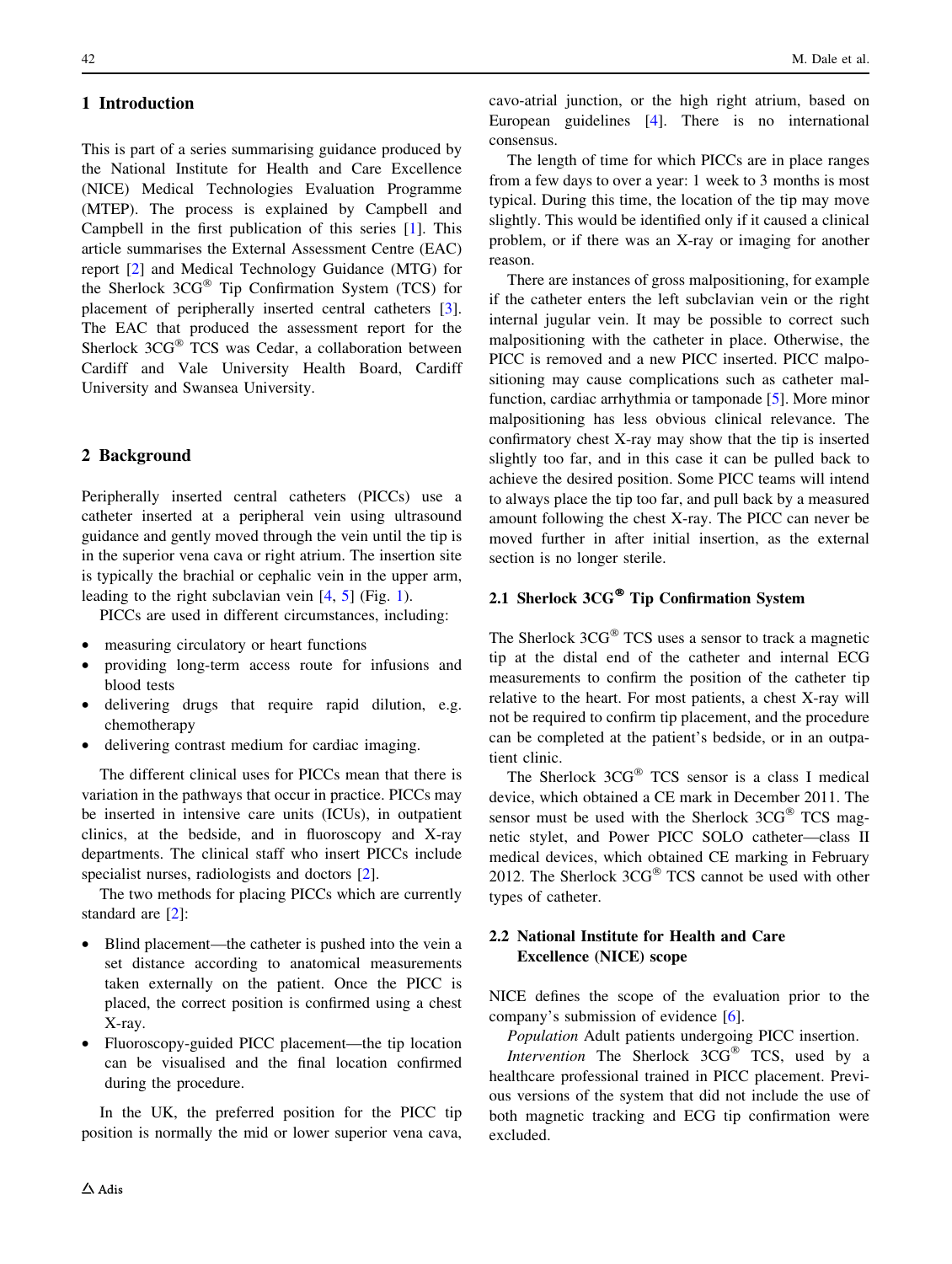## 1 Introduction

This is part of a series summarising guidance produced by the National Institute for Health and Care Excellence (NICE) Medical Technologies Evaluation Programme (MTEP). The process is explained by Campbell and Campbell in the first publication of this series [1]. This article summarises the External Assessment Centre (EAC) report [2] and Medical Technology Guidance (MTG) for the Sherlock 3CG® Tip Confirmation System (TCS) for placement of peripherally inserted central catheters [3]. The EAC that produced the assessment report for the Sherlock 3CG® TCS was Cedar, a collaboration between Cardiff and Vale University Health Board, Cardiff University and Swansea University.

## 2 Background

Peripherally inserted central catheters (PICCs) use a catheter inserted at a peripheral vein using ultrasound guidance and gently moved through the vein until the tip is in the superior vena cava or right atrium. The insertion site is typically the brachial or cephalic vein in the upper arm, leading to the right subclavian vein [4, 5] (Fig. 1).

PICCs are used in different circumstances, including:

- measuring circulatory or heart functions
- providing long-term access route for infusions and blood tests
- delivering drugs that require rapid dilution, e.g. chemotherapy
- delivering contrast medium for cardiac imaging.

The different clinical uses for PICCs mean that there is variation in the pathways that occur in practice. PICCs may be inserted in intensive care units (ICUs), in outpatient clinics, at the bedside, and in fluoroscopy and X-ray departments. The clinical staff who insert PICCs include specialist nurses, radiologists and doctors [2].

The two methods for placing PICCs which are currently standard are [2]:

- Blind placement—the catheter is pushed into the vein a set distance according to anatomical measurements taken externally on the patient. Once the PICC is placed, the correct position is confirmed using a chest X-ray.
- Fluoroscopy-guided PICC placement—the tip location can be visualised and the final location confirmed during the procedure.

In the UK, the preferred position for the PICC tip position is normally the mid or lower superior vena cava, cavo-atrial junction, or the high right atrium, based on European guidelines [4]. There is no international consensus.

The length of time for which PICCs are in place ranges from a few days to over a year: 1 week to 3 months is most typical. During this time, the location of the tip may move slightly. This would be identified only if it caused a clinical problem, or if there was an X-ray or imaging for another reason.

There are instances of gross malpositioning, for example if the catheter enters the left subclavian vein or the right internal jugular vein. It may be possible to correct such malpositioning with the catheter in place. Otherwise, the PICC is removed and a new PICC inserted. PICC malpositioning may cause complications such as catheter malfunction, cardiac arrhythmia or tamponade [5]. More minor malpositioning has less obvious clinical relevance. The confirmatory chest X-ray may show that the tip is inserted slightly too far, and in this case it can be pulled back to achieve the desired position. Some PICC teams will intend to always place the tip too far, and pull back by a measured amount following the chest X-ray. The PICC can never be moved further in after initial insertion, as the external section is no longer sterile.

### 2.1 Sherlock 3CG® Tip Confirmation System

The Sherlock 3CG® TCS uses a sensor to track a magnetic tip at the distal end of the catheter and internal ECG measurements to confirm the position of the catheter tip relative to the heart. For most patients, a chest X-ray will not be required to confirm tip placement, and the procedure can be completed at the patient's bedside, or in an outpatient clinic.

The Sherlock 3CG® TCS sensor is a class I medical device, which obtained a CE mark in December 2011. The sensor must be used with the Sherlock 3CG® TCS magnetic stylet, and Power PICC SOLO catheter—class II medical devices, which obtained CE marking in February 2012. The Sherlock 3CG® TCS cannot be used with other types of catheter.

### 2.2 National Institute for Health and Care Excellence (NICE) scope

NICE defines the scope of the evaluation prior to the company's submission of evidence [6].

*Population* Adult patients undergoing PICC insertion.

*Intervention* The Sherlock 3CG® TCS, used by a healthcare professional trained in PICC placement. Previous versions of the system that did not include the use of both magnetic tracking and ECG tip confirmation were excluded.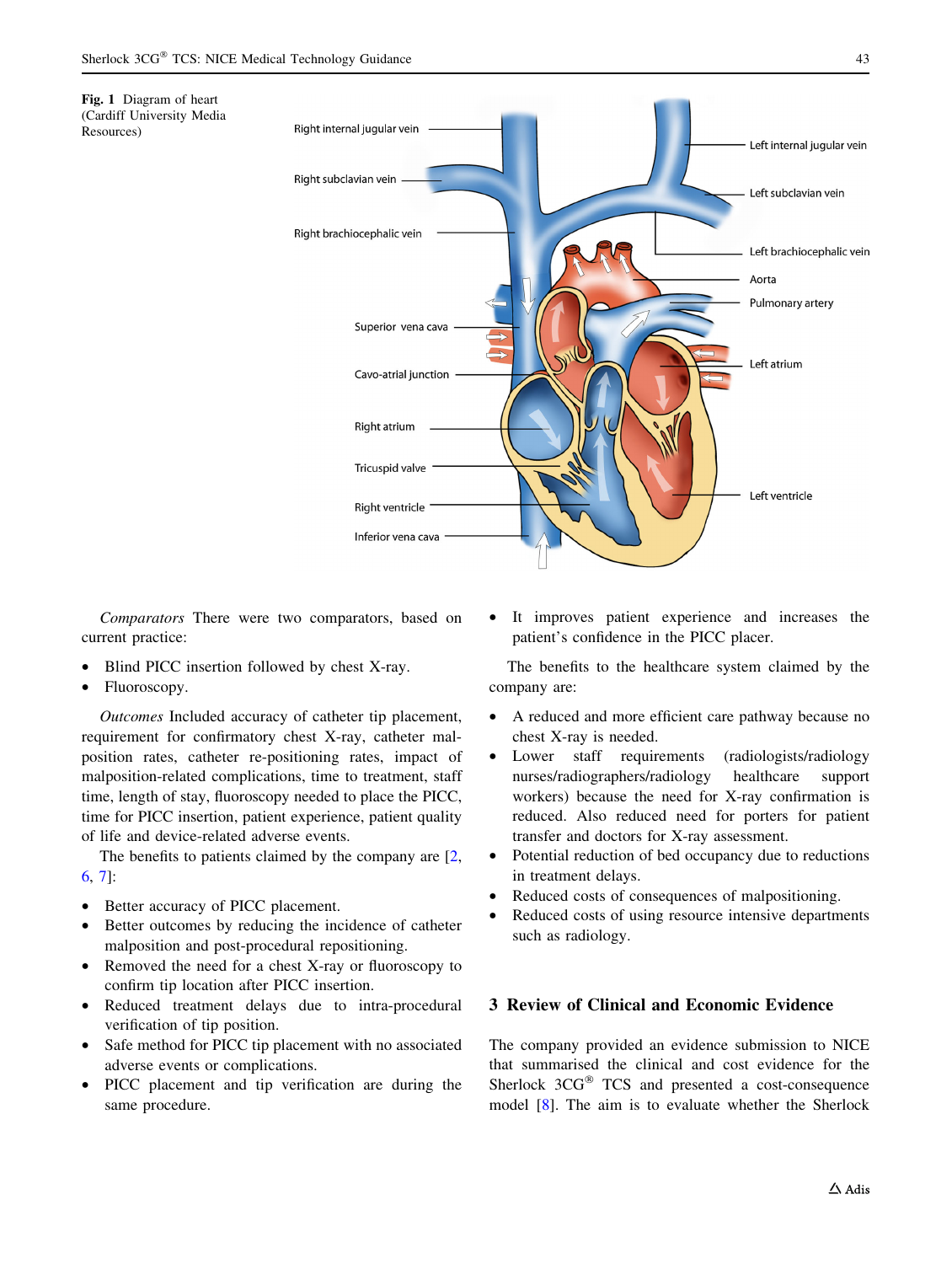**Fig. 1** Diagram of heart (Cardiff University Media Resources)

*Comparators* There were two comparators, based on current practice:

- Blind PICC insertion followed by chest X-ray.
- Fluoroscopy.

*Outcomes* Included accuracy of catheter tip placement, requirement for confirmatory chest X-ray, catheter malposition rates, catheter re-positioning rates, impact of malposition-related complications, time to treatment, staff time, length of stay, fluoroscopy needed to place the PICC, time for PICC insertion, patient experience, patient quality of life and device-related adverse events.

The benefits to patients claimed by the company are [2, 6, 7]:

- Better accuracy of PICC placement.
- Better outcomes by reducing the incidence of catheter malposition and post-procedural repositioning.
- Removed the need for a chest X-ray or fluoroscopy to confirm tip location after PICC insertion.
- Reduced treatment delays due to intra-procedural verification of tip position.
- Safe method for PICC tip placement with no associated adverse events or complications.
- PICC placement and tip verification are during the same procedure.
- It improves patient experience and increases the patient's confidence in the PICC placer.

The benefits to the healthcare system claimed by the company are:

- A reduced and more efficient care pathway because no chest X-ray is needed.
- Lower staff requirements (radiologists/radiology nurses/radiographers/radiology healthcare support workers) because the need for X-ray confirmation is reduced. Also reduced need for porters for patient transfer and doctors for X-ray assessment.
- Potential reduction of bed occupancy due to reductions in treatment delays.
- Reduced costs of consequences of malpositioning.
- Reduced costs of using resource intensive departments such as radiology.

## 3 Review of Clinical and Economic Evidence

The company provided an evidence submission to NICE that summarised the clinical and cost evidence for the Sherlock 3CG® TCS and presented a cost-consequence model [8]. The aim is to evaluate whether the Sherlock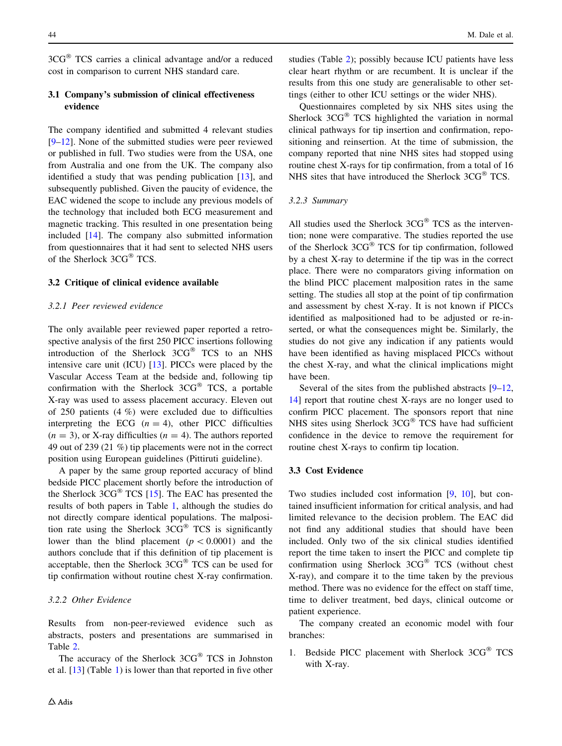3CG® TCS carries a clinical advantage and/or a reduced cost in comparison to current NHS standard care.

### 3.1 Company's submission of clinical effectiveness evidence

The company identified and submitted 4 relevant studies [9–12]. None of the submitted studies were peer reviewed or published in full. Two studies were from the USA, one from Australia and one from the UK. The company also identified a study that was pending publication [13], and subsequently published. Given the paucity of evidence, the EAC widened the scope to include any previous models of the technology that included both ECG measurement and magnetic tracking. This resulted in one presentation being included [14]. The company also submitted information from questionnaires that it had sent to selected NHS users of the Sherlock 3CG® TCS.

### 3.2 Critique of clinical evidence available

#### *3.2.1 Peer reviewed evidence*

The only available peer reviewed paper reported a retrospective analysis of the first 250 PICC insertions following introduction of the Sherlock 3CG® TCS to an NHS intensive care unit (ICU) [13]. PICCs were placed by the Vascular Access Team at the bedside and, following tip confirmation with the Sherlock 3CG® TCS, a portable X-ray was used to assess placement accuracy. Eleven out of 250 patients (4 %) were excluded due to difficulties interpreting the ECG ($n = 4$), other PICC difficulties ($n = 3$), or X-ray difficulties ($n = 4$). The authors reported 49 out of 239 (21 %) tip placements were not in the correct position using European guidelines (Pittiruti guideline).

A paper by the same group reported accuracy of blind bedside PICC placement shortly before the introduction of the Sherlock 3CG® TCS [15]. The EAC has presented the results of both papers in Table 1, although the studies do not directly compare identical populations. The malposition rate using the Sherlock 3CG® TCS is significantly lower than the blind placement ($p < 0.0001$) and the authors conclude that if this definition of tip placement is acceptable, then the Sherlock 3CG® TCS can be used for tip confirmation without routine chest X-ray confirmation.

#### *3.2.2 Other Evidence*

Results from non-peer-reviewed evidence such as abstracts, posters and presentations are summarised in Table 2.

The accuracy of the Sherlock 3CG® TCS in Johnston et al. [13] (Table 1) is lower than that reported in five other studies (Table 2); possibly because ICU patients have less clear heart rhythm or are recumbent. It is unclear if the results from this one study are generalisable to other settings (either to other ICU settings or the wider NHS).

Questionnaires completed by six NHS sites using the Sherlock 3CG® TCS highlighted the variation in normal clinical pathways for tip insertion and confirmation, repositioning and reinsertion. At the time of submission, the company reported that nine NHS sites had stopped using routine chest X-rays for tip confirmation, from a total of 16 NHS sites that have introduced the Sherlock 3CG® TCS.

#### *3.2.3 Summary*

All studies used the Sherlock 3CG® TCS as the intervention; none were comparative. The studies reported the use of the Sherlock 3CG® TCS for tip confirmation, followed by a chest X-ray to determine if the tip was in the correct place. There were no comparators giving information on the blind PICC placement malposition rates in the same setting. The studies all stop at the point of tip confirmation and assessment by chest X-ray. It is not known if PICCs identified as malpositioned had to be adjusted or re-inserted, or what the consequences might be. Similarly, the studies do not give any indication if any patients would have been identified as having misplaced PICCs without the chest X-ray, and what the clinical implications might have been.

Several of the sites from the published abstracts [9–12, 14] report that routine chest X-rays are no longer used to confirm PICC placement. The sponsors report that nine NHS sites using Sherlock 3CG® TCS have had sufficient confidence in the device to remove the requirement for routine chest X-rays to confirm tip location.

### 3.3 Cost Evidence

Two studies included cost information [9, 10], but contained insufficient information for critical analysis, and had limited relevance to the decision problem. The EAC did not find any additional studies that should have been included. Only two of the six clinical studies identified report the time taken to insert the PICC and complete tip confirmation using Sherlock 3CG® TCS (without chest X-ray), and compare it to the time taken by the previous method. There was no evidence for the effect on staff time, time to deliver treatment, bed days, clinical outcome or patient experience.

The company created an economic model with four branches:

1. Bedside PICC placement with Sherlock 3CG® TCS with X-ray.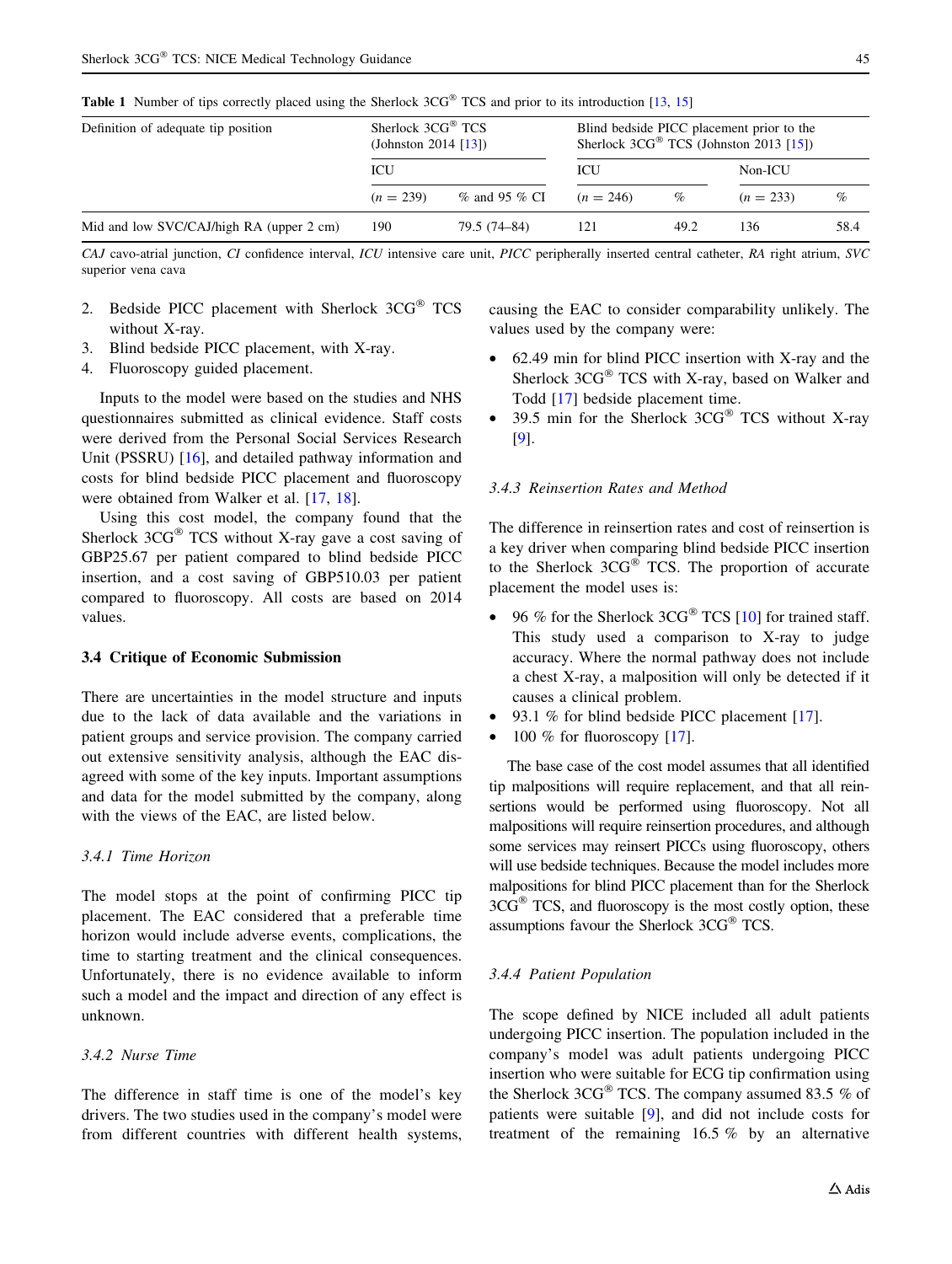**Table 1** Number of tips correctly placed using the Sherlock 3CG® TCS and prior to its introduction [13, 15]

| Definition of adequate tip position | Sherlock 3CG® TCS (Johnston 2014 [13]) | | Blind bedside PICC placement prior to the Sherlock 3CG® TCS (Johnston 2013 [15]) | | | |
|---|---|---|---|---|---|---|
| | ICU | | ICU | | Non-ICU | |
| | (n = 239) | % and 95 % CI | (n = 246) | % | (n = 233) | % |
| Mid and low SVC/CAJ/high RA (upper 2 cm) | 190 | 79.5 (74–84) | 121 | 49.2 | 136 | 58.4 |

*CAJ* cavo-atrial junction, *CI* confidence interval, *ICU* intensive care unit, *PICC* peripherally inserted central catheter, *RA* right atrium, *SVC* superior vena cava

2. Bedside PICC placement with Sherlock 3CG® TCS without X-ray.
3. Blind bedside PICC placement, with X-ray.
4. Fluoroscopy guided placement.

Inputs to the model were based on the studies and NHS questionnaires submitted as clinical evidence. Staff costs were derived from the Personal Social Services Research Unit (PSSRU) [16], and detailed pathway information and costs for blind bedside PICC placement and fluoroscopy were obtained from Walker et al. [17, 18].

Using this cost model, the company found that the Sherlock 3CG® TCS without X-ray gave a cost saving of GBP25.67 per patient compared to blind bedside PICC insertion, and a cost saving of GBP510.03 per patient compared to fluoroscopy. All costs are based on 2014 values.

### 3.4 Critique of Economic Submission

There are uncertainties in the model structure and inputs due to the lack of data available and the variations in patient groups and service provision. The company carried out extensive sensitivity analysis, although the EAC disagreed with some of the key inputs. Important assumptions and data for the model submitted by the company, along with the views of the EAC, are listed below.

#### *3.4.1 Time Horizon*

The model stops at the point of confirming PICC tip placement. The EAC considered that a preferable time horizon would include adverse events, complications, the time to starting treatment and the clinical consequences. Unfortunately, there is no evidence available to inform such a model and the impact and direction of any effect is unknown.

#### *3.4.2 Nurse Time*

The difference in staff time is one of the model's key drivers. The two studies used in the company's model were from different countries with different health systems, causing the EAC to consider comparability unlikely. The values used by the company were:

- 62.49 min for blind PICC insertion with X-ray and the Sherlock 3CG® TCS with X-ray, based on Walker and Todd [17] bedside placement time.
- 39.5 min for the Sherlock 3CG® TCS without X-ray [9].

#### *3.4.3 Reinsertion Rates and Method*

The difference in reinsertion rates and cost of reinsertion is a key driver when comparing blind bedside PICC insertion to the Sherlock 3CG® TCS. The proportion of accurate placement the model uses is:

- 96 % for the Sherlock 3CG® TCS [10] for trained staff. This study used a comparison to X-ray to judge accuracy. Where the normal pathway does not include a chest X-ray, a malposition will only be detected if it causes a clinical problem.
- 93.1 % for blind bedside PICC placement [17].
- 100 % for fluoroscopy [17].

The base case of the cost model assumes that all identified tip malpositions will require replacement, and that all reinsertions would be performed using fluoroscopy. Not all malpositions will require reinsertion procedures, and although some services may reinsert PICCs using fluoroscopy, others will use bedside techniques. Because the model includes more malpositions for blind PICC placement than for the Sherlock 3CG® TCS, and fluoroscopy is the most costly option, these assumptions favour the Sherlock 3CG® TCS.

#### *3.4.4 Patient Population*

The scope defined by NICE included all adult patients undergoing PICC insertion. The population included in the company's model was adult patients undergoing PICC insertion who were suitable for ECG tip confirmation using the Sherlock 3CG® TCS. The company assumed 83.5 % of patients were suitable [9], and did not include costs for treatment of the remaining 16.5 % by an alternative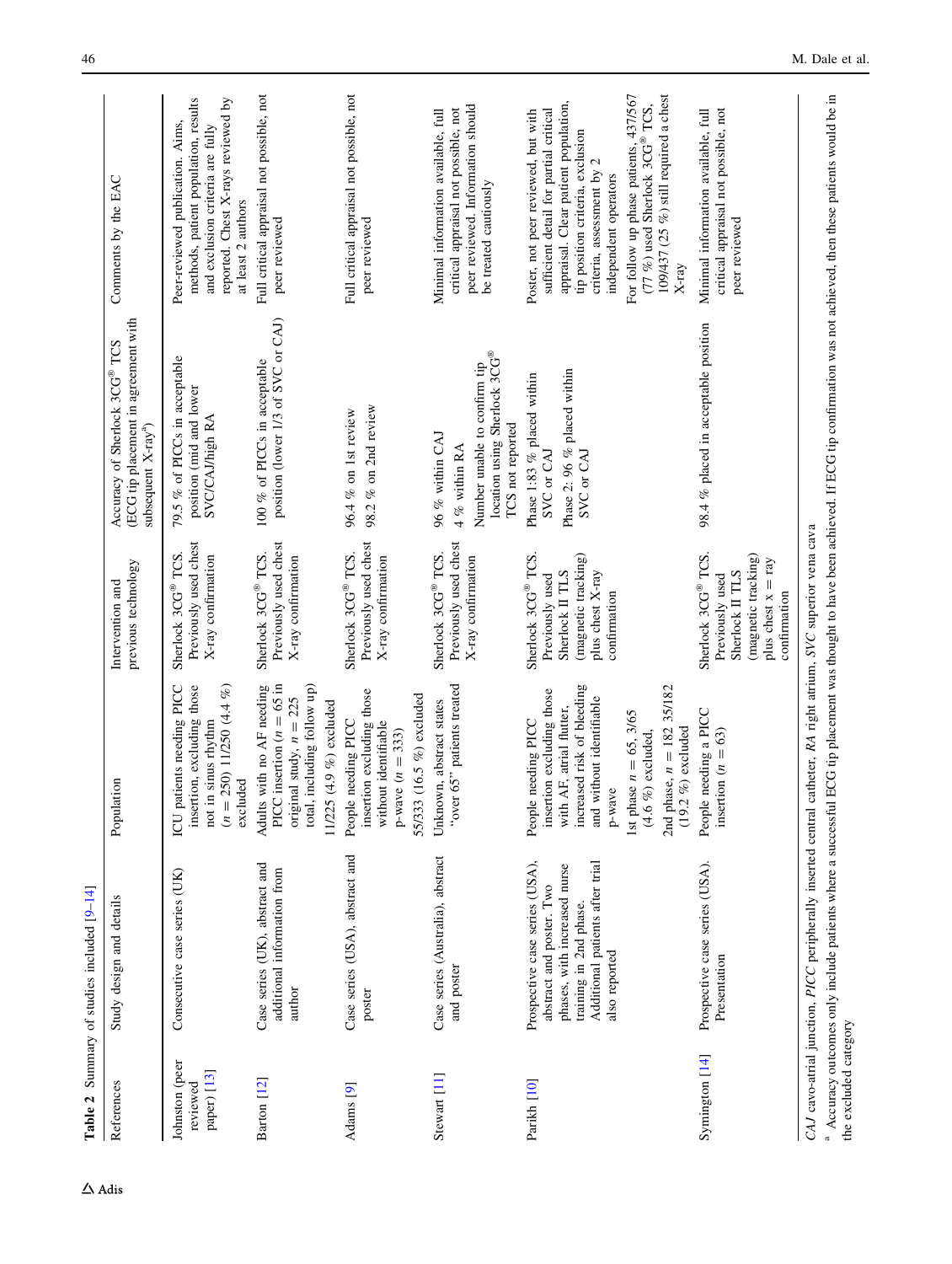**Table 2** Summary of studies included [9–14]

| References | Study design and details | Population | Intervention and previous technology | Accuracy of Sherlock 3CG® TCS (ECG tip placement in agreement with subsequent X-ray[a]) | Comments by the EAC |
|---|---|---|---|---|---|
| Johnston (peer reviewed paper) [13] | Consecutive case series (UK) | ICU patients needing PICC insertion, excluding those not in sinus rhythm ($n = 250$) 11/250 (4.4 %) excluded | Sherlock 3CG® TCS. Previously used chest X-ray confirmation | 79.5 % of PICCs in acceptable position (mid and lower SVC/CAJ/high RA | Peer-reviewed publication. Aims, methods, patient population, results and exclusion criteria are fully reported. Chest X-rays reviewed by at least 2 authors |
| Barton [12] | Case series (UK), abstract and additional information from author | Adults with no AF needing PICC insertion ($n = 65$ in original study, $n = 225$ total, including follow up) 11/225 (4.9 %) excluded | Sherlock 3CG® TCS. Previously used chest X-ray confirmation | 100 % of PICCs in acceptable position (lower 1/3 of SVC or CAJ) | Full critical appraisal not possible, not peer reviewed |
| Adams [9] | Case series (USA), abstract and poster | People needing PICC insertion excluding those without identifiable p-wave ($n = 333$) 55/333 (16.5 %) excluded | Sherlock 3CG® TCS. Previously used chest X-ray confirmation | 96.4 % on 1st review<br>98.2 % on 2nd review | Full critical appraisal not possible, not peer reviewed |
| Stewart [11] | Case series (Australia), abstract and poster | Unknown, abstract states "over 65" patients treated | Sherlock 3CG® TCS. Previously used chest X-ray confirmation | 96 % within CAJ<br>4 % within RA<br>Number unable to confirm tip location using Sherlock 3CG® TCS not reported | Minimal information available, full critical appraisal not possible, not peer reviewed. Information should be treated cautiously |
| Parikh [10] | Prospective case series (USA), abstract and poster. Two phases, with increased nurse training in 2nd phase. Additional patients after trial also reported | People needing PICC insertion excluding those with AF, atrial flutter, increased risk of bleeding and without identifiable p-wave<br>1st phase $n = 65$, 3/65 (4.6 %) excluded,<br>2nd phase, $n = 182$ 35/182 (19.2 %) excluded | Sherlock 3CG® TCS. Previously used Sherlock II TLS (magnetic tracking) plus chest X-ray confirmation | Phase 1:83 % placed within SVC or CAJ<br>Phase 2: 96 % placed within SVC or CAJ | Poster, not peer reviewed, but with sufficient detail for partial critical appraisal. Clear patient population, tip position criteria, exclusion criteria, assessment by 2 independent operators<br>For follow up phase patients, 437/567 (77 %) used Sherlock 3CG® TCS, 109/437 (25 %) still required a chest X-ray |
| Symington [14] | Prospective case series (USA). Presentation | People needing a PICC insertion ($n = 63$) | Sherlock 3CG® TCS. Previously used Sherlock II TLS (magnetic tracking) plus chest x = ray confirmation | 98.4 % placed in acceptable position | Minimal information available, full critical appraisal not possible, not peer reviewed |

*CAJ* cavo-atrial junction, *PICC* peripherally inserted central catheter, *RA* right atrium, *SVC* superior vena cava

[a] Accuracy outcomes only include patients where a successful ECG tip placement was thought to have been achieved. If ECG tip confirmation was not achieved, then these patients would be in the excluded category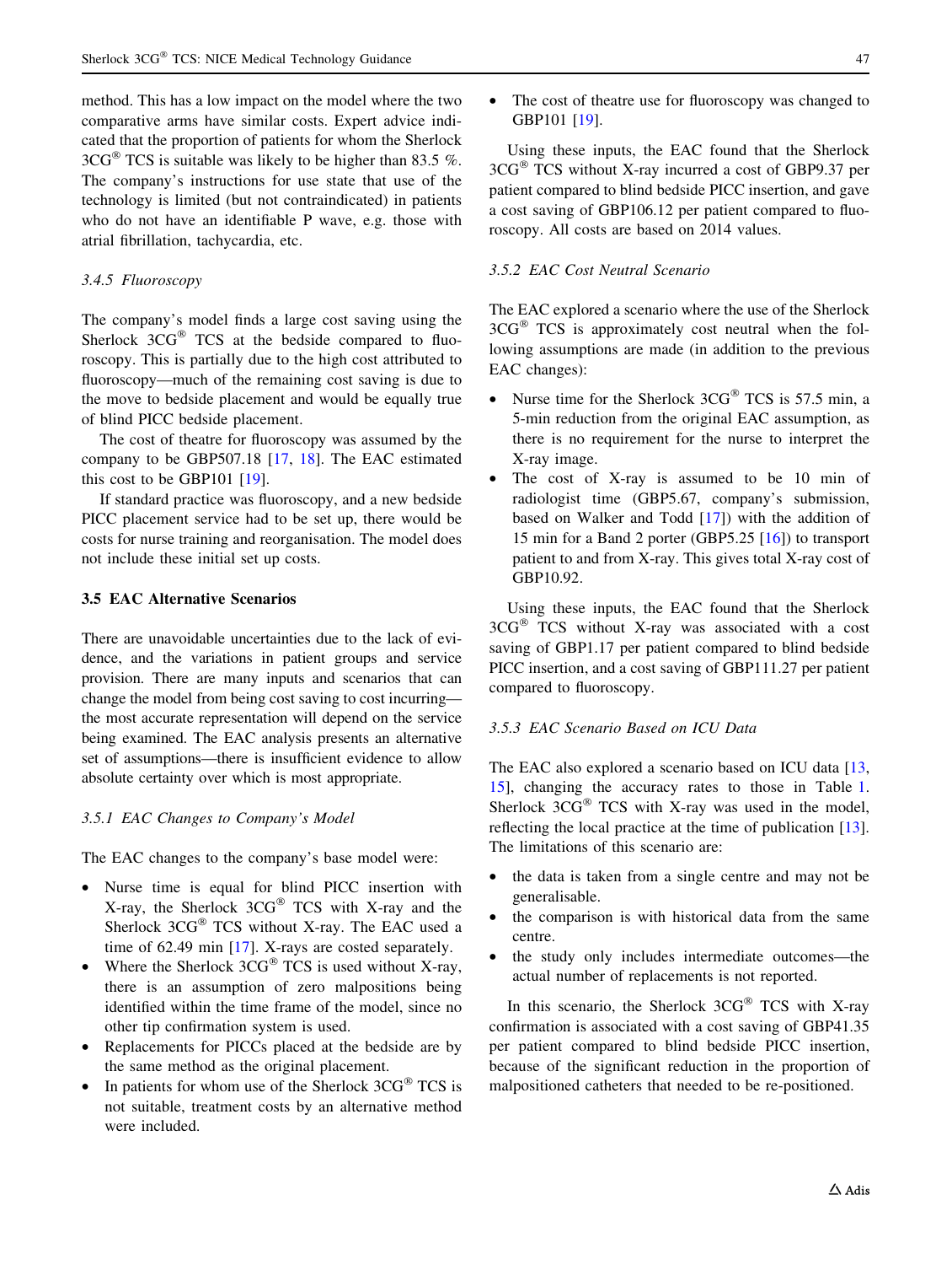method. This has a low impact on the model where the two comparative arms have similar costs. Expert advice indicated that the proportion of patients for whom the Sherlock 3CG® TCS is suitable was likely to be higher than 83.5 %. The company's instructions for use state that use of the technology is limited (but not contraindicated) in patients who do not have an identifiable P wave, e.g. those with atrial fibrillation, tachycardia, etc.

#### *3.4.5 Fluoroscopy*

The company's model finds a large cost saving using the Sherlock 3CG® TCS at the bedside compared to fluoroscopy. This is partially due to the high cost attributed to fluoroscopy—much of the remaining cost saving is due to the move to bedside placement and would be equally true of blind PICC bedside placement.

The cost of theatre for fluoroscopy was assumed by the company to be GBP507.18 [17, 18]. The EAC estimated this cost to be GBP101 [19].

If standard practice was fluoroscopy, and a new bedside PICC placement service had to be set up, there would be costs for nurse training and reorganisation. The model does not include these initial set up costs.

### 3.5 EAC Alternative Scenarios

There are unavoidable uncertainties due to the lack of evidence, and the variations in patient groups and service provision. There are many inputs and scenarios that can change the model from being cost saving to cost incurring—the most accurate representation will depend on the service being examined. The EAC analysis presents an alternative set of assumptions—there is insufficient evidence to allow absolute certainty over which is most appropriate.

#### *3.5.1 EAC Changes to Company's Model*

The EAC changes to the company's base model were:

- Nurse time is equal for blind PICC insertion with X-ray, the Sherlock 3CG® TCS with X-ray and the Sherlock 3CG® TCS without X-ray. The EAC used a time of 62.49 min [17]. X-rays are costed separately.
- Where the Sherlock 3CG® TCS is used without X-ray, there is an assumption of zero malpositions being identified within the time frame of the model, since no other tip confirmation system is used.
- Replacements for PICCs placed at the bedside are by the same method as the original placement.
- In patients for whom use of the Sherlock 3CG® TCS is not suitable, treatment costs by an alternative method were included.
- The cost of theatre use for fluoroscopy was changed to GBP101 [19].

Using these inputs, the EAC found that the Sherlock 3CG® TCS without X-ray incurred a cost of GBP9.37 per patient compared to blind bedside PICC insertion, and gave a cost saving of GBP106.12 per patient compared to fluoroscopy. All costs are based on 2014 values.

#### *3.5.2 EAC Cost Neutral Scenario*

The EAC explored a scenario where the use of the Sherlock 3CG® TCS is approximately cost neutral when the following assumptions are made (in addition to the previous EAC changes):

- Nurse time for the Sherlock 3CG® TCS is 57.5 min, a 5-min reduction from the original EAC assumption, as there is no requirement for the nurse to interpret the X-ray image.
- The cost of X-ray is assumed to be 10 min of radiologist time (GBP5.67, company's submission, based on Walker and Todd [17]) with the addition of 15 min for a Band 2 porter (GBP5.25 [16]) to transport patient to and from X-ray. This gives total X-ray cost of GBP10.92.

Using these inputs, the EAC found that the Sherlock 3CG® TCS without X-ray was associated with a cost saving of GBP1.17 per patient compared to blind bedside PICC insertion, and a cost saving of GBP111.27 per patient compared to fluoroscopy.

#### *3.5.3 EAC Scenario Based on ICU Data*

The EAC also explored a scenario based on ICU data [13, 15], changing the accuracy rates to those in Table 1. Sherlock 3CG® TCS with X-ray was used in the model, reflecting the local practice at the time of publication [13]. The limitations of this scenario are:

- the data is taken from a single centre and may not be generalisable.
- the comparison is with historical data from the same centre.
- the study only includes intermediate outcomes—the actual number of replacements is not reported.

In this scenario, the Sherlock 3CG® TCS with X-ray confirmation is associated with a cost saving of GBP41.35 per patient compared to blind bedside PICC insertion, because of the significant reduction in the proportion of malpositioned catheters that needed to be re-positioned.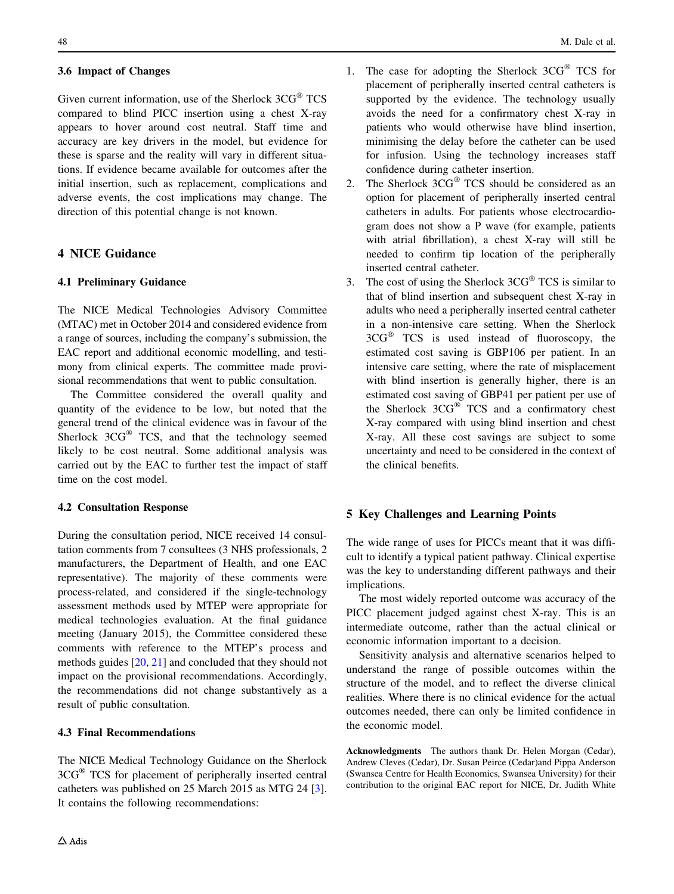### 3.6 Impact of Changes

Given current information, use of the Sherlock 3CG® TCS compared to blind PICC insertion using a chest X-ray appears to hover around cost neutral. Staff time and accuracy are key drivers in the model, but evidence for these is sparse and the reality will vary in different situations. If evidence became available for outcomes after the initial insertion, such as replacement, complications and adverse events, the cost implications may change. The direction of this potential change is not known.

## 4 NICE Guidance

### 4.1 Preliminary Guidance

The NICE Medical Technologies Advisory Committee (MTAC) met in October 2014 and considered evidence from a range of sources, including the company's submission, the EAC report and additional economic modelling, and testimony from clinical experts. The committee made provisional recommendations that went to public consultation.

The Committee considered the overall quality and quantity of the evidence to be low, but noted that the general trend of the clinical evidence was in favour of the Sherlock 3CG® TCS, and that the technology seemed likely to be cost neutral. Some additional analysis was carried out by the EAC to further test the impact of staff time on the cost model.

### 4.2 Consultation Response

During the consultation period, NICE received 14 consultation comments from 7 consultees (3 NHS professionals, 2 manufacturers, the Department of Health, and one EAC representative). The majority of these comments were process-related, and considered if the single-technology assessment methods used by MTEP were appropriate for medical technologies evaluation. At the final guidance meeting (January 2015), the Committee considered these comments with reference to the MTEP's process and methods guides [20, 21] and concluded that they should not impact on the provisional recommendations. Accordingly, the recommendations did not change substantively as a result of public consultation.

### 4.3 Final Recommendations

The NICE Medical Technology Guidance on the Sherlock 3CG® TCS for placement of peripherally inserted central catheters was published on 25 March 2015 as MTG 24 [3]. It contains the following recommendations:

1. The case for adopting the Sherlock 3CG® TCS for placement of peripherally inserted central catheters is supported by the evidence. The technology usually avoids the need for a confirmatory chest X-ray in patients who would otherwise have blind insertion, minimising the delay before the catheter can be used for infusion. Using the technology increases staff confidence during catheter insertion.
2. The Sherlock 3CG® TCS should be considered as an option for placement of peripherally inserted central catheters in adults. For patients whose electrocardiogram does not show a P wave (for example, patients with atrial fibrillation), a chest X-ray will still be needed to confirm tip location of the peripherally inserted central catheter.
3. The cost of using the Sherlock 3CG® TCS is similar to that of blind insertion and subsequent chest X-ray in adults who need a peripherally inserted central catheter in a non-intensive care setting. When the Sherlock 3CG® TCS is used instead of fluoroscopy, the estimated cost saving is GBP106 per patient. In an intensive care setting, where the rate of misplacement with blind insertion is generally higher, there is an estimated cost saving of GBP41 per patient per use of the Sherlock 3CG® TCS and a confirmatory chest X-ray compared with using blind insertion and chest X-ray. All these cost savings are subject to some uncertainty and need to be considered in the context of the clinical benefits.

## 5 Key Challenges and Learning Points

The wide range of uses for PICCs meant that it was difficult to identify a typical patient pathway. Clinical expertise was the key to understanding different pathways and their implications.

The most widely reported outcome was accuracy of the PICC placement judged against chest X-ray. This is an intermediate outcome, rather than the actual clinical or economic information important to a decision.

Sensitivity analysis and alternative scenarios helped to understand the range of possible outcomes within the structure of the model, and to reflect the diverse clinical realities. Where there is no clinical evidence for the actual outcomes needed, there can only be limited confidence in the economic model.

**Acknowledgments** The authors thank Dr. Helen Morgan (Cedar), Andrew Cleves (Cedar), Dr. Susan Peirce (Cedar)and Pippa Anderson (Swansea Centre for Health Economics, Swansea University) for their contribution to the original EAC report for NICE, Dr. Judith White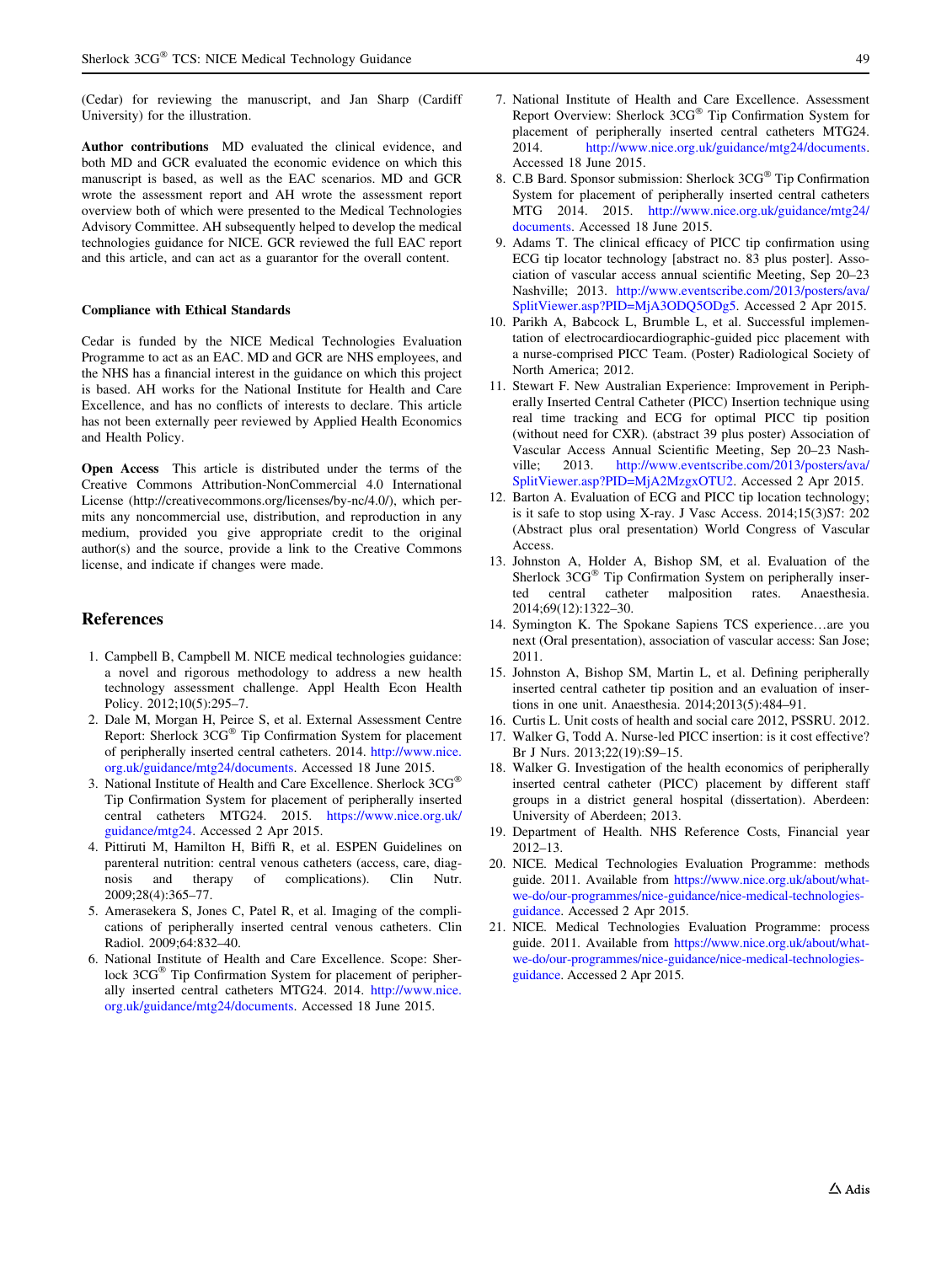(Cedar) for reviewing the manuscript, and Jan Sharp (Cardiff University) for the illustration.

**Author contributions** MD evaluated the clinical evidence, and both MD and GCR evaluated the economic evidence on which this manuscript is based, as well as the EAC scenarios. MD and GCR wrote the assessment report and AH wrote the assessment report overview both of which were presented to the Medical Technologies Advisory Committee. AH subsequently helped to develop the medical technologies guidance for NICE. GCR reviewed the full EAC report and this article, and can act as a guarantor for the overall content.

### Compliance with Ethical Standards

Cedar is funded by the NICE Medical Technologies Evaluation Programme to act as an EAC. MD and GCR are NHS employees, and the NHS has a financial interest in the guidance on which this project is based. AH works for the National Institute for Health and Care Excellence, and has no conflicts of interests to declare. This article has not been externally peer reviewed by Applied Health Economics and Health Policy.

**Open Access** This article is distributed under the terms of the Creative Commons Attribution-NonCommercial 4.0 International License (http://creativecommons.org/licenses/by-nc/4.0/), which permits any noncommercial use, distribution, and reproduction in any medium, provided you give appropriate credit to the original author(s) and the source, provide a link to the Creative Commons license, and indicate if changes were made.

## References

1. Campbell B, Campbell M. NICE medical technologies guidance: a novel and rigorous methodology to address a new health technology assessment challenge. Appl Health Econ Health Policy. 2012;10(5):295–7.
2. Dale M, Morgan H, Peirce S, et al. External Assessment Centre Report: Sherlock 3CG® Tip Confirmation System for placement of peripherally inserted central catheters. 2014. http://www.nice.org.uk/guidance/mtg24/documents. Accessed 18 June 2015.
3. National Institute of Health and Care Excellence. Sherlock 3CG® Tip Confirmation System for placement of peripherally inserted central catheters MTG24. 2015. https://www.nice.org.uk/guidance/mtg24. Accessed 2 Apr 2015.
4. Pittiruti M, Hamilton H, Biffi R, et al. ESPEN Guidelines on parenteral nutrition: central venous catheters (access, care, diagnosis and therapy of complications). Clin Nutr. 2009;28(4):365–77.
5. Amerasekera S, Jones C, Patel R, et al. Imaging of the complications of peripherally inserted central venous catheters. Clin Radiol. 2009;64:832–40.
6. National Institute of Health and Care Excellence. Scope: Sherlock 3CG® Tip Confirmation System for placement of peripherally inserted central catheters MTG24. 2014. http://www.nice.org.uk/guidance/mtg24/documents. Accessed 18 June 2015.
7. National Institute of Health and Care Excellence. Assessment Report Overview: Sherlock 3CG® Tip Confirmation System for placement of peripherally inserted central catheters MTG24. 2014. http://www.nice.org.uk/guidance/mtg24/documents. Accessed 18 June 2015.
8. C.B Bard. Sponsor submission: Sherlock 3CG® Tip Confirmation System for placement of peripherally inserted central catheters MTG 2014. 2015. http://www.nice.org.uk/guidance/mtg24/documents. Accessed 18 June 2015.
9. Adams T. The clinical efficacy of PICC tip confirmation using ECG tip locator technology [abstract no. 83 plus poster]. Association of vascular access annual scientific Meeting, Sep 20–23 Nashville; 2013. http://www.eventscribe.com/2013/posters/ava/SplitViewer.asp?PID=MjA3ODQ5ODg5. Accessed 2 Apr 2015.
10. Parikh A, Babcock L, Brumble L, et al. Successful implementation of electrocardiographic-guided picc placement with a nurse-comprised PICC Team. (Poster) Radiological Society of North America; 2012.
11. Stewart F. New Australian Experience: Improvement in Peripherally Inserted Central Catheter (PICC) Insertion technique using real time tracking and ECG for optimal PICC tip position (without need for CXR). (abstract 39 plus poster) Association of Vascular Access Annual Scientific Meeting, Sep 20–23 Nashville; 2013. http://www.eventscribe.com/2013/posters/ava/SplitViewer.asp?PID=MjA2MzgxOTU2. Accessed 2 Apr 2015.
12. Barton A. Evaluation of ECG and PICC tip location technology; is it safe to stop using X-ray. J Vasc Access. 2014;15(3)S7: 202 (Abstract plus oral presentation) World Congress of Vascular Access.
13. Johnston A, Holder A, Bishop SM, et al. Evaluation of the Sherlock 3CG® Tip Confirmation System on peripherally inserted central catheter malposition rates. Anaesthesia. 2014;69(12):1322–30.
14. Symington K. The Spokane Sapiens TCS experience…are you next (Oral presentation), association of vascular access: San Jose; 2011.
15. Johnston A, Bishop SM, Martin L, et al. Defining peripherally inserted central catheter tip position and an evaluation of insertions in one unit. Anaesthesia. 2014;2013(5):484–91.
16. Curtis L. Unit costs of health and social care 2012, PSSRU. 2012.
17. Walker G, Todd A. Nurse-led PICC insertion: is it cost effective? Br J Nurs. 2013;22(19):S9–15.
18. Walker G. Investigation of the health economics of peripherally inserted central catheter (PICC) placement by different staff groups in a district general hospital (dissertation). Aberdeen: University of Aberdeen; 2013.
19. Department of Health. NHS Reference Costs, Financial year 2012–13.
20. NICE. Medical Technologies Evaluation Programme: methods guide. 2011. Available from https://www.nice.org.uk/about/what-we-do/our-programmes/nice-guidance/nice-medical-technologies-guidance. Accessed 2 Apr 2015.
21. NICE. Medical Technologies Evaluation Programme: process guide. 2011. Available from https://www.nice.org.uk/about/what-we-do/our-programmes/nice-guidance/nice-medical-technologies-guidance. Accessed 2 Apr 2015.